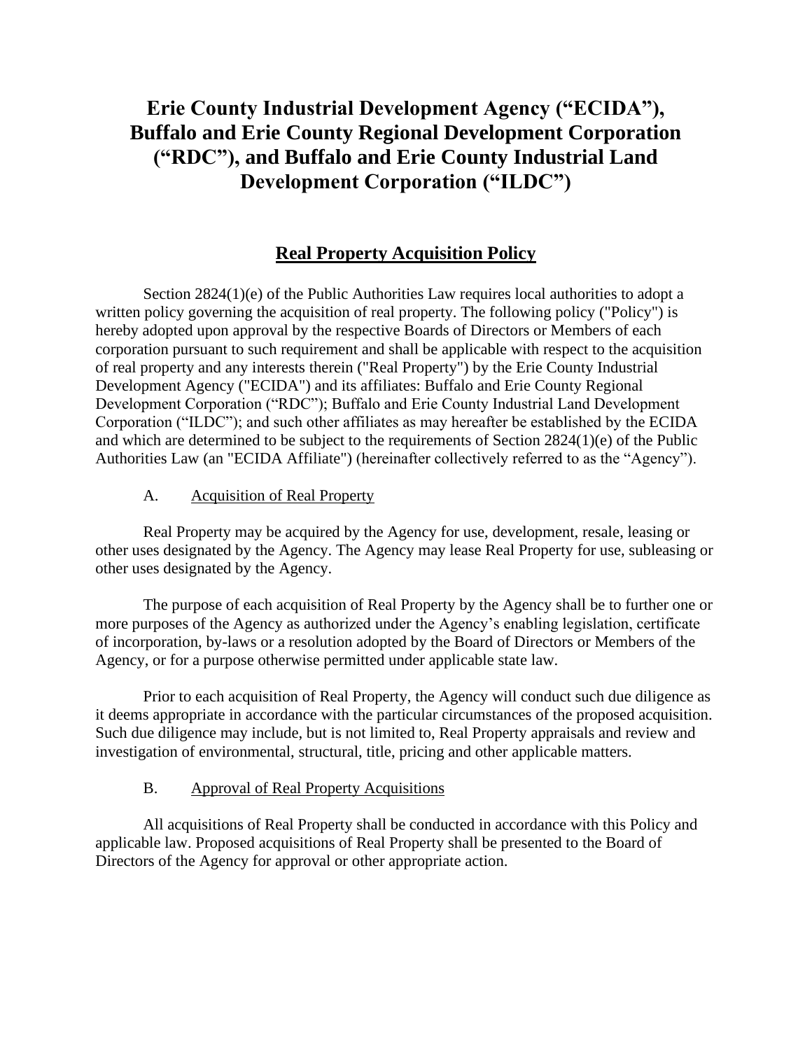# Erie County Industrial Development Agency ("ECIDA"), Buffalo and Erie County Regional Development Corporation ("RDC"), and Buffalo and Erie County Industrial Land Development Corporation ("ILDC")

## Real Property Acquisition Policy

Section 2824(1)(e) of the Public Authorities Law requires local authorities to adopt a written policy governing the acquisition of real property. The following policy ("Policy") is hereby adopted upon approval by the respective Boards of Directors or Members of each corporation pursuant to such requirement and shall be applicable with respect to the acquisition of real property and any interests therein ("Real Property") by the Erie County Industrial Development Agency ("ECIDA") and its affiliates: Buffalo and Erie County Regional Development Corporation ("RDC"); Buffalo and Erie County Industrial Land Development Corporation ("ILDC"); and such other affiliates as may hereafter be established by the ECIDA and which are determined to be subject to the requirements of Section 2824(1)(e) of the Public Authorities Law (an "ECIDA Affiliate") (hereinafter collectively referred to as the "Agency").

### A. Acquisition of Real Property

Real Property may be acquired by the Agency for use, development, resale, leasing or other uses designated by the Agency. The Agency may lease Real Property for use, subleasing or other uses designated by the Agency.

The purpose of each acquisition of Real Property by the Agency shall be to further one or more purposes of the Agency as authorized under the Agency's enabling legislation, certificate of incorporation, by-laws or a resolution adopted by the Board of Directors or Members of the Agency, or for a purpose otherwise permitted under applicable state law.

Prior to each acquisition of Real Property, the Agency will conduct such due diligence as it deems appropriate in accordance with the particular circumstances of the proposed acquisition. Such due diligence may include, but is not limited to, Real Property appraisals and review and investigation of environmental, structural, title, pricing and other applicable matters.

### B. Approval of Real Property Acquisitions

All acquisitions of Real Property shall be conducted in accordance with this Policy and applicable law. Proposed acquisitions of Real Property shall be presented to the Board of Directors of the Agency for approval or other appropriate action.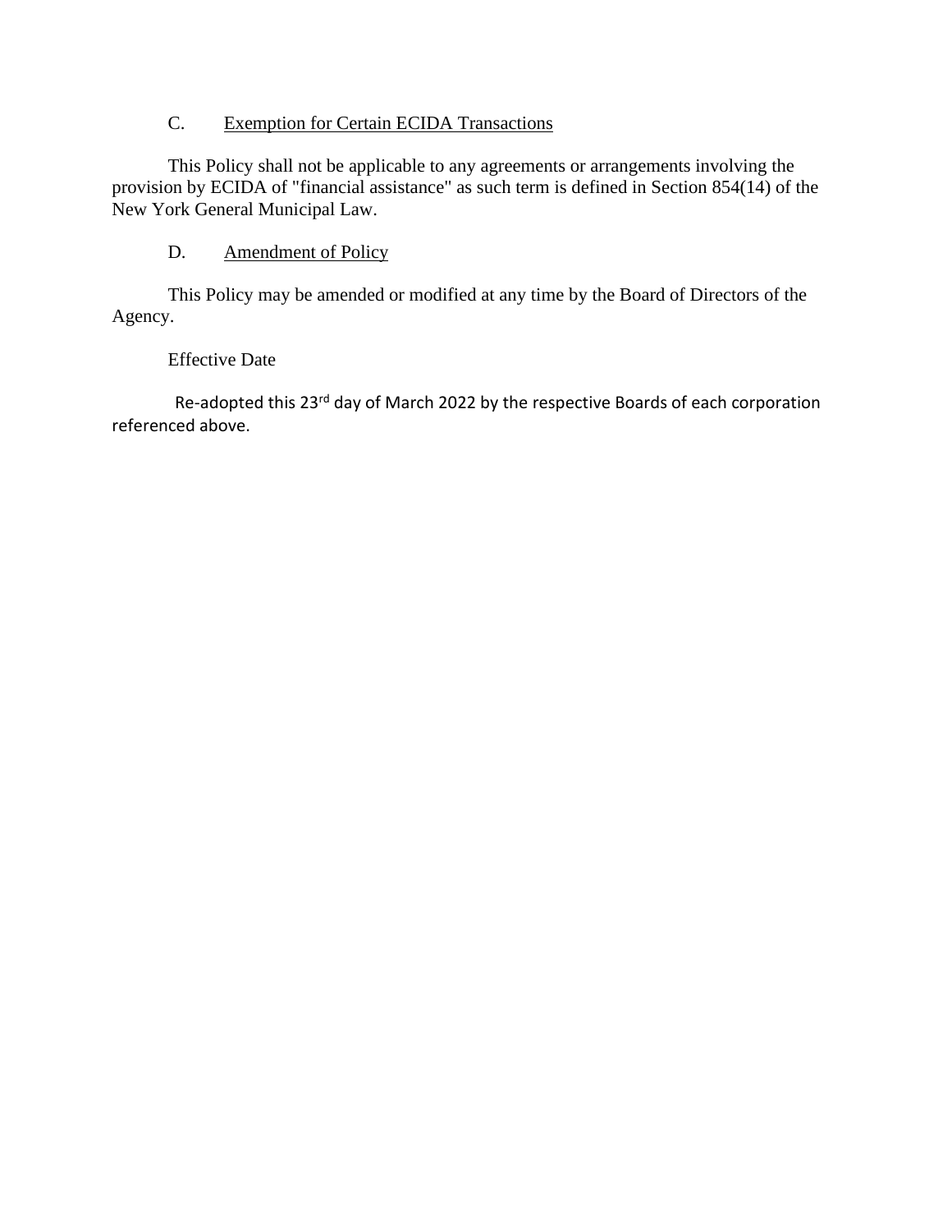C. <u>Exemption for Certain ECIDA Transactions</u>

This Policy shall not be applicable to any agreements or arrangements involving the provision by ECIDA of "financial assistance" as such term is defined in Section 854(14) of the New York General Municipal Law.

D. <u>Amendment of Policy</u>

This Policy may be amended or modified at any time by the Board of Directors of the Agency.

Effective Date

Re-adopted this 23rd day of March 2022 by the respective Boards of each corporation referenced above.